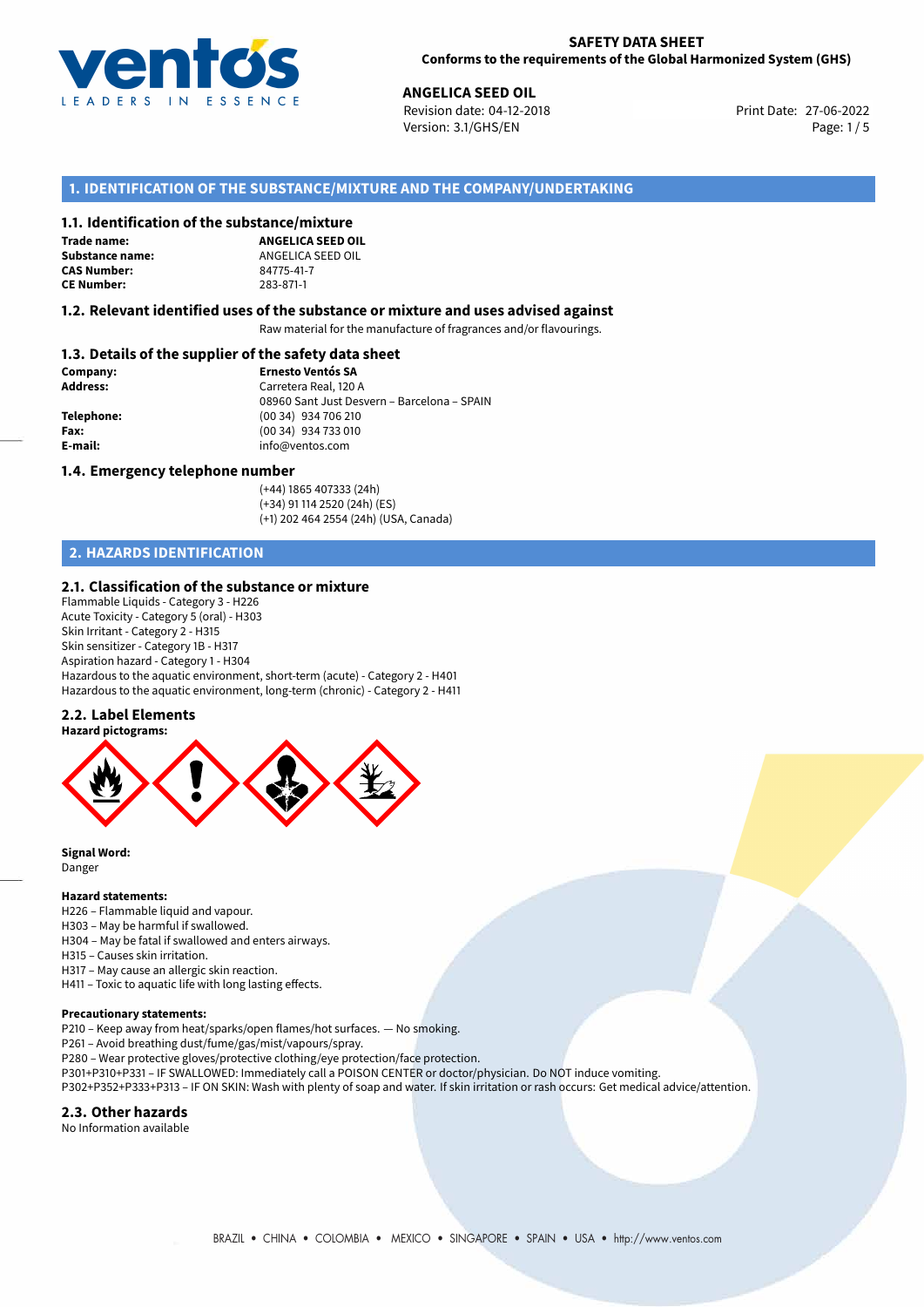**SAFETY DATA SHEET**
**Conforms to the requirements of the Global Harmonized System (GHS)**

**ANGELICA SEED OIL**
Revision date: 04-12-2018
Version: 3.1/GHS/EN
Print Date: 27-06-2022

## 1. IDENTIFICATION OF THE SUBSTANCE/MIXTURE AND THE COMPANY/UNDERTAKING

### 1.1. Identification of the substance/mixture

**Trade name:** **ANGELICA SEED OIL**
**Substance name:** ANGELICA SEED OIL
**CAS Number:** 84775-41-7
**CE Number:** 283-871-1

### 1.2. Relevant identified uses of the substance or mixture and uses advised against

Raw material for the manufacture of fragrances and/or flavourings.

### 1.3. Details of the supplier of the safety data sheet

**Company:** **Ernesto Ventós SA**
**Address:** Carretera Real, 120 A
08960 Sant Just Desvern – Barcelona – SPAIN
**Telephone:** (00 34) 934 706 210
**Fax:** (00 34) 934 733 010
**E-mail:** info@ventos.com

### 1.4. Emergency telephone number

(+44) 1865 407333 (24h)
(+34) 91 114 2520 (24h) (ES)
(+1) 202 464 2554 (24h) (USA, Canada)

## 2. HAZARDS IDENTIFICATION

### 2.1. Classification of the substance or mixture

Flammable Liquids - Category 3 - H226
Acute Toxicity - Category 5 (oral) - H303
Skin Irritant - Category 2 - H315
Skin sensitizer - Category 1B - H317
Aspiration hazard - Category 1 - H304
Hazardous to the aquatic environment, short-term (acute) - Category 2 - H401
Hazardous to the aquatic environment, long-term (chronic) - Category 2 - H411

### 2.2. Label Elements

**Hazard pictograms:**

**Signal Word:**
Danger

**Hazard statements:**
H226 – Flammable liquid and vapour.
H303 – May be harmful if swallowed.
H304 – May be fatal if swallowed and enters airways.
H315 – Causes skin irritation.
H317 – May cause an allergic skin reaction.
H411 – Toxic to aquatic life with long lasting effects.

**Precautionary statements:**
P210 – Keep away from heat/sparks/open flames/hot surfaces. — No smoking.
P261 – Avoid breathing dust/fume/gas/mist/vapours/spray.
P280 – Wear protective gloves/protective clothing/eye protection/face protection.
P301+P310+P331 – IF SWALLOWED: Immediately call a POISON CENTER or doctor/physician. Do NOT induce vomiting.
P302+P352+P333+P313 – IF ON SKIN: Wash with plenty of soap and water. If skin irritation or rash occurs: Get medical advice/attention.

### 2.3. Other hazards

No Information available

BRAZIL • CHINA • COLOMBIA • MEXICO • SINGAPORE • SPAIN • USA • http://www.ventos.com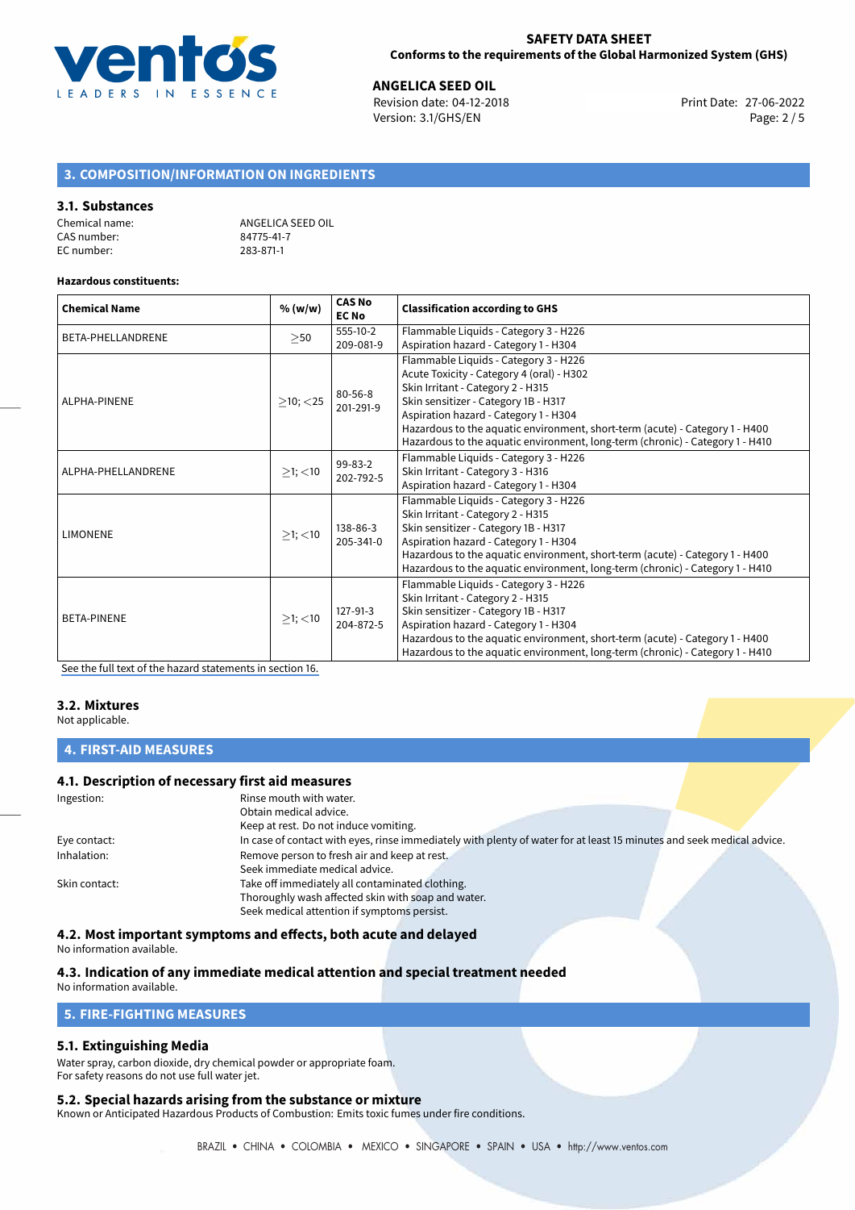## 3. COMPOSITION/INFORMATION ON INGREDIENTS

### 3.1. Substances

Chemical name: ANGELICA SEED OIL
CAS number: 84775-41-7
EC number: 283-871-1

**Hazardous constituents:**

| Chemical Name | % (w/w) | CAS No EC No | Classification according to GHS |
|---|---|---|---|
| BETA-PHELLANDRENE | ≥50 | 555-10-2 209-081-9 | Flammable Liquids - Category 3 - H226<br>Aspiration hazard - Category 1 - H304 |
| ALPHA-PINENE | ≥10; <25 | 80-56-8 201-291-9 | Flammable Liquids - Category 3 - H226<br>Acute Toxicity - Category 4 (oral) - H302<br>Skin Irritant - Category 2 - H315<br>Skin sensitizer - Category 1B - H317<br>Aspiration hazard - Category 1 - H304<br>Hazardous to the aquatic environment, short-term (acute) - Category 1 - H400<br>Hazardous to the aquatic environment, long-term (chronic) - Category 1 - H410 |
| ALPHA-PHELLANDRENE | ≥1; <10 | 99-83-2 202-792-5 | Flammable Liquids - Category 3 - H226<br>Skin Irritant - Category 3 - H316<br>Aspiration hazard - Category 1 - H304 |
| LIMONENE | ≥1; <10 | 138-86-3 205-341-0 | Flammable Liquids - Category 3 - H226<br>Skin Irritant - Category 2 - H315<br>Skin sensitizer - Category 1B - H317<br>Aspiration hazard - Category 1 - H304<br>Hazardous to the aquatic environment, short-term (acute) - Category 1 - H400<br>Hazardous to the aquatic environment, long-term (chronic) - Category 1 - H410 |
| BETA-PINENE | ≥1; <10 | 127-91-3 204-872-5 | Flammable Liquids - Category 3 - H226<br>Skin Irritant - Category 2 - H315<br>Skin sensitizer - Category 1B - H317<br>Aspiration hazard - Category 1 - H304<br>Hazardous to the aquatic environment, short-term (acute) - Category 1 - H400<br>Hazardous to the aquatic environment, long-term (chronic) - Category 1 - H410 |

See the full text of the hazard statements in section 16.

### 3.2. Mixtures

Not applicable.

## 4. FIRST-AID MEASURES

### 4.1. Description of necessary first aid measures

Ingestion: Rinse mouth with water.
Obtain medical advice.
Keep at rest. Do not induce vomiting.

Eye contact: In case of contact with eyes, rinse immediately with plenty of water for at least 15 minutes and seek medical advice.

Inhalation: Remove person to fresh air and keep at rest.
Seek immediate medical advice.

Skin contact: Take off immediately all contaminated clothing.
Thoroughly wash affected skin with soap and water.
Seek medical attention if symptoms persist.

### 4.2. Most important symptoms and effects, both acute and delayed

No information available.

### 4.3. Indication of any immediate medical attention and special treatment needed

No information available.

## 5. FIRE-FIGHTING MEASURES

### 5.1. Extinguishing Media

Water spray, carbon dioxide, dry chemical powder or appropriate foam.
For safety reasons do not use full water jet.

### 5.2. Special hazards arising from the substance or mixture

Known or Anticipated Hazardous Products of Combustion: Emits toxic fumes under fire conditions.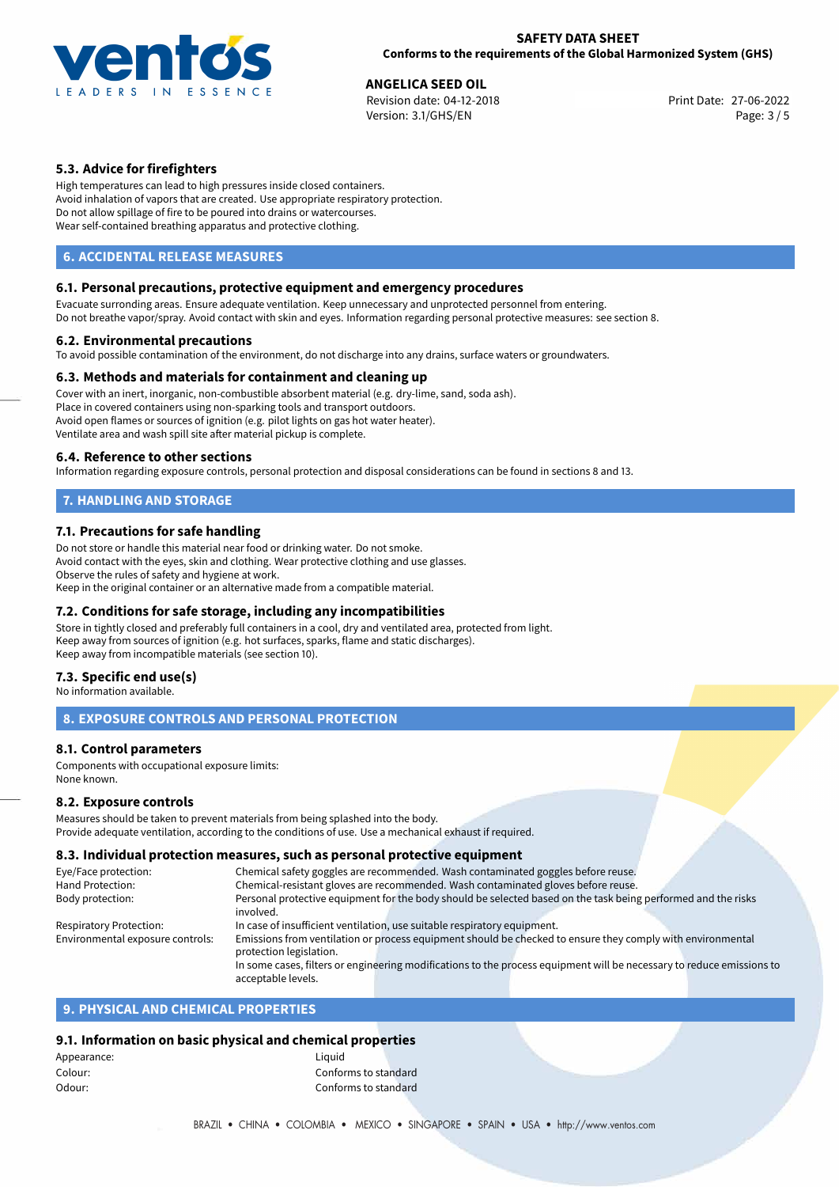### 5.3. Advice for firefighters

High temperatures can lead to high pressures inside closed containers.
Avoid inhalation of vapors that are created. Use appropriate respiratory protection.
Do not allow spillage of fire to be poured into drains or watercourses.
Wear self-contained breathing apparatus and protective clothing.

## 6. ACCIDENTAL RELEASE MEASURES

### 6.1. Personal precautions, protective equipment and emergency procedures

Evacuate surronding areas. Ensure adequate ventilation. Keep unnecessary and unprotected personnel from entering.
Do not breathe vapor/spray. Avoid contact with skin and eyes. Information regarding personal protective measures: see section 8.

### 6.2. Environmental precautions

To avoid possible contamination of the environment, do not discharge into any drains, surface waters or groundwaters.

### 6.3. Methods and materials for containment and cleaning up

Cover with an inert, inorganic, non-combustible absorbent material (e.g. dry-lime, sand, soda ash).
Place in covered containers using non-sparking tools and transport outdoors.
Avoid open flames or sources of ignition (e.g. pilot lights on gas hot water heater).
Ventilate area and wash spill site after material pickup is complete.

### 6.4. Reference to other sections

Information regarding exposure controls, personal protection and disposal considerations can be found in sections 8 and 13.

## 7. HANDLING AND STORAGE

### 7.1. Precautions for safe handling

Do not store or handle this material near food or drinking water. Do not smoke.
Avoid contact with the eyes, skin and clothing. Wear protective clothing and use glasses.
Observe the rules of safety and hygiene at work.
Keep in the original container or an alternative made from a compatible material.

### 7.2. Conditions for safe storage, including any incompatibilities

Store in tightly closed and preferably full containers in a cool, dry and ventilated area, protected from light.
Keep away from sources of ignition (e.g. hot surfaces, sparks, flame and static discharges).
Keep away from incompatible materials (see section 10).

### 7.3. Specific end use(s)

No information available.

## 8. EXPOSURE CONTROLS AND PERSONAL PROTECTION

### 8.1. Control parameters

Components with occupational exposure limits:
None known.

### 8.2. Exposure controls

Measures should be taken to prevent materials from being splashed into the body.
Provide adequate ventilation, according to the conditions of use. Use a mechanical exhaust if required.

### 8.3. Individual protection measures, such as personal protective equipment

| | |
|---|---|
| Eye/Face protection: | Chemical safety goggles are recommended. Wash contaminated goggles before reuse. |
| Hand Protection: | Chemical-resistant gloves are recommended. Wash contaminated gloves before reuse. |
| Body protection: | Personal protective equipment for the body should be selected based on the task being performed and the risks involved. |
| Respiratory Protection: | In case of insufficient ventilation, use suitable respiratory equipment. |
| Environmental exposure controls: | Emissions from ventilation or process equipment should be checked to ensure they comply with environmental protection legislation. In some cases, filters or engineering modifications to the process equipment will be necessary to reduce emissions to acceptable levels. |

## 9. PHYSICAL AND CHEMICAL PROPERTIES

### 9.1. Information on basic physical and chemical properties

| | |
|---|---|
| Appearance: | Liquid |
| Colour: | Conforms to standard |
| Odour: | Conforms to standard |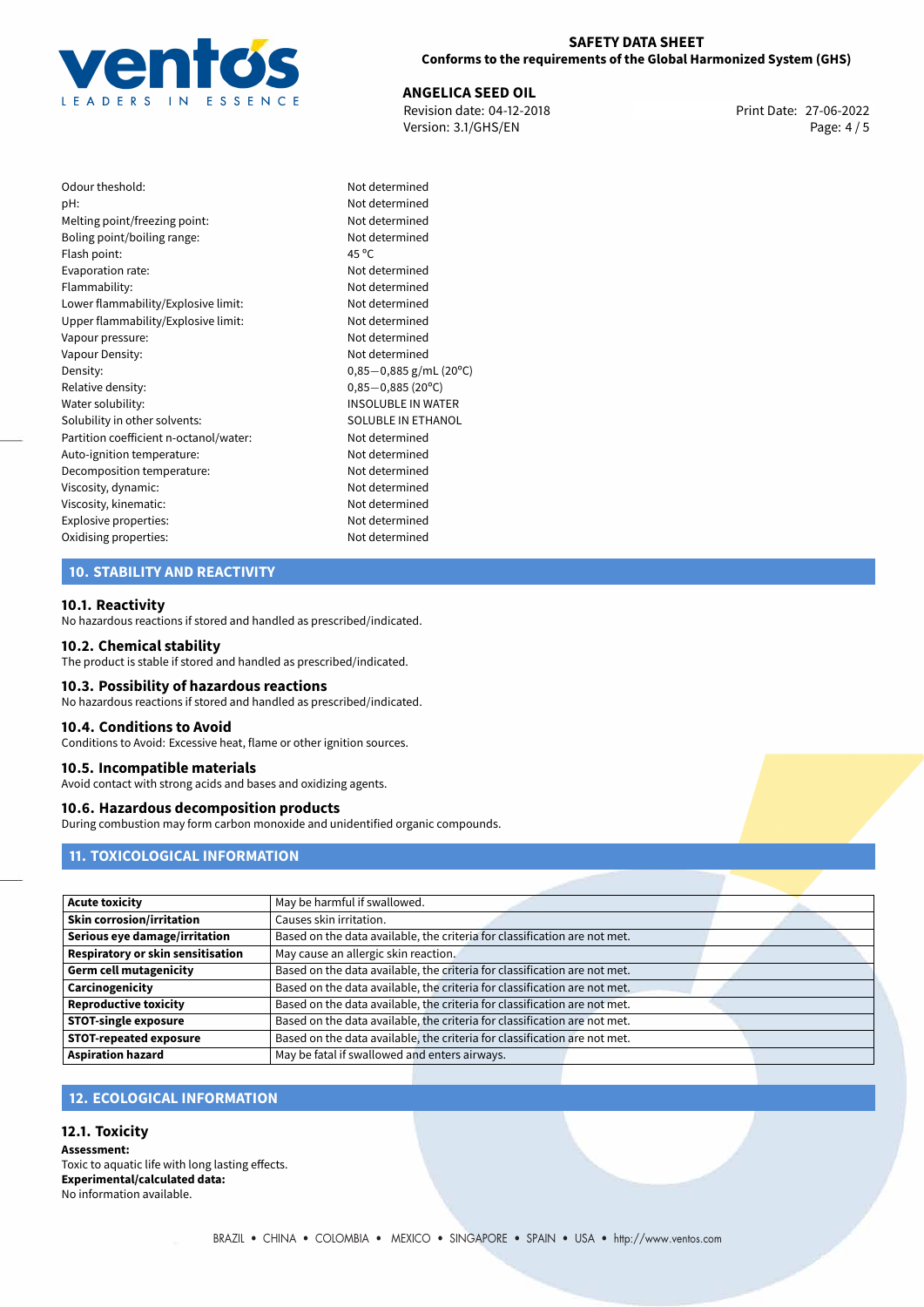| | |
|---|---|
| Odour theshold: | Not determined |
| pH: | Not determined |
| Melting point/freezing point: | Not determined |
| Boling point/boiling range: | Not determined |
| Flash point: | 45 °C |
| Evaporation rate: | Not determined |
| Flammability: | Not determined |
| Lower flammability/Explosive limit: | Not determined |
| Upper flammability/Explosive limit: | Not determined |
| Vapour pressure: | Not determined |
| Vapour Density: | Not determined |
| Density: | 0,85−0,885 g/mL (20°C) |
| Relative density: | 0,85−0,885 (20°C) |
| Water solubility: | INSOLUBLE IN WATER |
| Solubility in other solvents: | SOLUBLE IN ETHANOL |
| Partition coefficient n-octanol/water: | Not determined |
| Auto-ignition temperature: | Not determined |
| Decomposition temperature: | Not determined |
| Viscosity, dynamic: | Not determined |
| Viscosity, kinematic: | Not determined |
| Explosive properties: | Not determined |
| Oxidising properties: | Not determined |

## 10. STABILITY AND REACTIVITY

### 10.1. Reactivity
No hazardous reactions if stored and handled as prescribed/indicated.

### 10.2. Chemical stability
The product is stable if stored and handled as prescribed/indicated.

### 10.3. Possibility of hazardous reactions
No hazardous reactions if stored and handled as prescribed/indicated.

### 10.4. Conditions to Avoid
Conditions to Avoid: Excessive heat, flame or other ignition sources.

### 10.5. Incompatible materials
Avoid contact with strong acids and bases and oxidizing agents.

### 10.6. Hazardous decomposition products
During combustion may form carbon monoxide and unidentified organic compounds.

## 11. TOXICOLOGICAL INFORMATION

| | |
|---|---|
| **Acute toxicity** | May be harmful if swallowed. |
| **Skin corrosion/irritation** | Causes skin irritation. |
| **Serious eye damage/irritation** | Based on the data available, the criteria for classification are not met. |
| **Respiratory or skin sensitisation** | May cause an allergic skin reaction. |
| **Germ cell mutagenicity** | Based on the data available, the criteria for classification are not met. |
| **Carcinogenicity** | Based on the data available, the criteria for classification are not met. |
| **Reproductive toxicity** | Based on the data available, the criteria for classification are not met. |
| **STOT-single exposure** | Based on the data available, the criteria for classification are not met. |
| **STOT-repeated exposure** | Based on the data available, the criteria for classification are not met. |
| **Aspiration hazard** | May be fatal if swallowed and enters airways. |

## 12. ECOLOGICAL INFORMATION

### 12.1. Toxicity
**Assessment:**
Toxic to aquatic life with long lasting effects.
**Experimental/calculated data:**
No information available.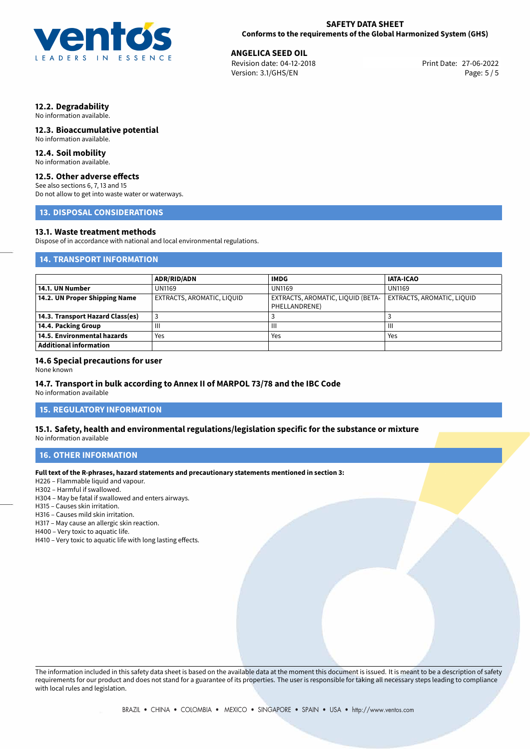### 12.2. Degradability

No information available.

### 12.3. Bioaccumulative potential

No information available.

### 12.4. Soil mobility

No information available.

### 12.5. Other adverse effects

See also sections 6, 7, 13 and 15

Do not allow to get into waste water or waterways.

## 13. DISPOSAL CONSIDERATIONS

### 13.1. Waste treatment methods

Dispose of in accordance with national and local environmental regulations.

## 14. TRANSPORT INFORMATION

| | ADR/RID/ADN | IMDG | IATA-ICAO |
|---|---|---|---|
| **14.1. UN Number** | UN1169 | UN1169 | UN1169 |
| **14.2. UN Proper Shipping Name** | EXTRACTS, AROMATIC, LIQUID | EXTRACTS, AROMATIC, LIQUID (BETA-PHELLANDRENE) | EXTRACTS, AROMATIC, LIQUID |
| **14.3. Transport Hazard Class(es)** | 3 | 3 | 3 |
| **14.4. Packing Group** | III | III | III |
| **14.5. Environmental hazards** | Yes | Yes | Yes |
| **Additional information** | | | |

### 14.6 Special precautions for user

None known

### 14.7. Transport in bulk according to Annex II of MARPOL 73/78 and the IBC Code

No information available

## 15. REGULATORY INFORMATION

### 15.1. Safety, health and environmental regulations/legislation specific for the substance or mixture

No information available

## 16. OTHER INFORMATION

**Full text of the R-phrases, hazard statements and precautionary statements mentioned in section 3:**

H226 – Flammable liquid and vapour.
H302 – Harmful if swallowed.
H304 – May be fatal if swallowed and enters airways.
H315 – Causes skin irritation.
H316 – Causes mild skin irritation.
H317 – May cause an allergic skin reaction.
H400 – Very toxic to aquatic life.
H410 – Very toxic to aquatic life with long lasting effects.

The information included in this safety data sheet is based on the available data at the moment this document is issued. It is meant to be a description of safety requirements for our product and does not stand for a guarantee of its properties. The user is responsible for taking all necessary steps leading to compliance with local rules and legislation.